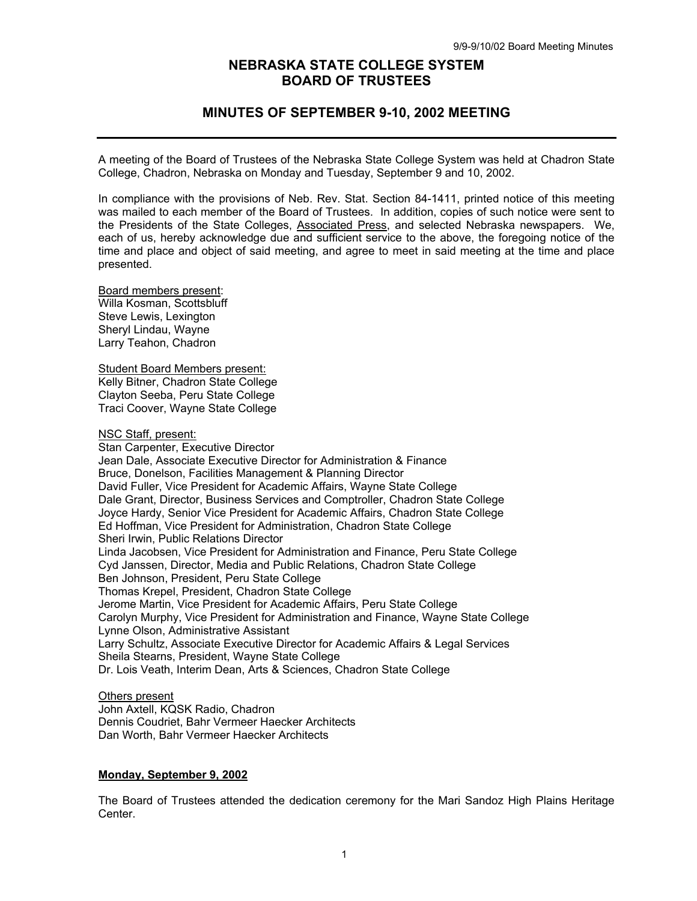# NEBRASKA STATE COLLEGE SYSTEM
# BOARD OF TRUSTEES

## MINUTES OF SEPTEMBER 9-10, 2002 MEETING

A meeting of the Board of Trustees of the Nebraska State College System was held at Chadron State College, Chadron, Nebraska on Monday and Tuesday, September 9 and 10, 2002.

In compliance with the provisions of Neb. Rev. Stat. Section 84-1411, printed notice of this meeting was mailed to each member of the Board of Trustees. In addition, copies of such notice were sent to the Presidents of the State Colleges, Associated Press, and selected Nebraska newspapers. We, each of us, hereby acknowledge due and sufficient service to the above, the foregoing notice of the time and place and object of said meeting, and agree to meet in said meeting at the time and place presented.

Board members present:
Willa Kosman, Scottsbluff
Steve Lewis, Lexington
Sheryl Lindau, Wayne
Larry Teahon, Chadron

Student Board Members present:
Kelly Bitner, Chadron State College
Clayton Seeba, Peru State College
Traci Coover, Wayne State College

NSC Staff, present:
Stan Carpenter, Executive Director
Jean Dale, Associate Executive Director for Administration & Finance
Bruce, Donelson, Facilities Management & Planning Director
David Fuller, Vice President for Academic Affairs, Wayne State College
Dale Grant, Director, Business Services and Comptroller, Chadron State College
Joyce Hardy, Senior Vice President for Academic Affairs, Chadron State College
Ed Hoffman, Vice President for Administration, Chadron State College
Sheri Irwin, Public Relations Director
Linda Jacobsen, Vice President for Administration and Finance, Peru State College
Cyd Janssen, Director, Media and Public Relations, Chadron State College
Ben Johnson, President, Peru State College
Thomas Krepel, President, Chadron State College
Jerome Martin, Vice President for Academic Affairs, Peru State College
Carolyn Murphy, Vice President for Administration and Finance, Wayne State College
Lynne Olson, Administrative Assistant
Larry Schultz, Associate Executive Director for Academic Affairs & Legal Services
Sheila Stearns, President, Wayne State College
Dr. Lois Veath, Interim Dean, Arts & Sciences, Chadron State College

Others present
John Axtell, KQSK Radio, Chadron
Dennis Coudriet, Bahr Vermeer Haecker Architects
Dan Worth, Bahr Vermeer Haecker Architects

**Monday, September 9, 2002**

The Board of Trustees attended the dedication ceremony for the Mari Sandoz High Plains Heritage Center.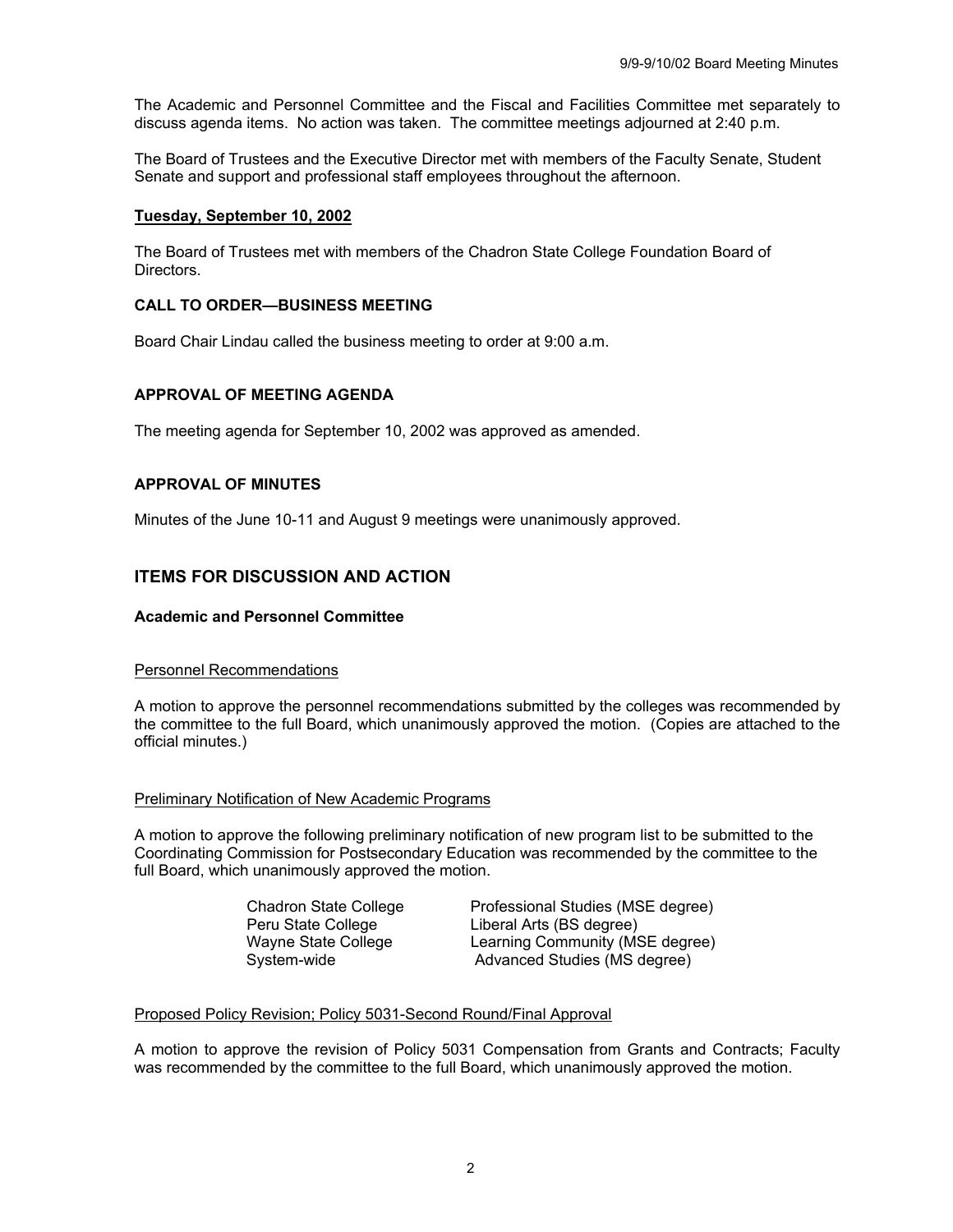The Academic and Personnel Committee and the Fiscal and Facilities Committee met separately to discuss agenda items. No action was taken. The committee meetings adjourned at 2:40 p.m.

The Board of Trustees and the Executive Director met with members of the Faculty Senate, Student Senate and support and professional staff employees throughout the afternoon.

**Tuesday, September 10, 2002**

The Board of Trustees met with members of the Chadron State College Foundation Board of Directors.

### CALL TO ORDER—BUSINESS MEETING

Board Chair Lindau called the business meeting to order at 9:00 a.m.

### APPROVAL OF MEETING AGENDA

The meeting agenda for September 10, 2002 was approved as amended.

### APPROVAL OF MINUTES

Minutes of the June 10-11 and August 9 meetings were unanimously approved.

## ITEMS FOR DISCUSSION AND ACTION

### Academic and Personnel Committee

Personnel Recommendations

A motion to approve the personnel recommendations submitted by the colleges was recommended by the committee to the full Board, which unanimously approved the motion. (Copies are attached to the official minutes.)

Preliminary Notification of New Academic Programs

A motion to approve the following preliminary notification of new program list to be submitted to the Coordinating Commission for Postsecondary Education was recommended by the committee to the full Board, which unanimously approved the motion.

| | |
|---|---|
| Chadron State College | Professional Studies (MSE degree) |
| Peru State College | Liberal Arts (BS degree) |
| Wayne State College | Learning Community (MSE degree) |
| System-wide | Advanced Studies (MS degree) |

Proposed Policy Revision; Policy 5031-Second Round/Final Approval

A motion to approve the revision of Policy 5031 Compensation from Grants and Contracts; Faculty was recommended by the committee to the full Board, which unanimously approved the motion.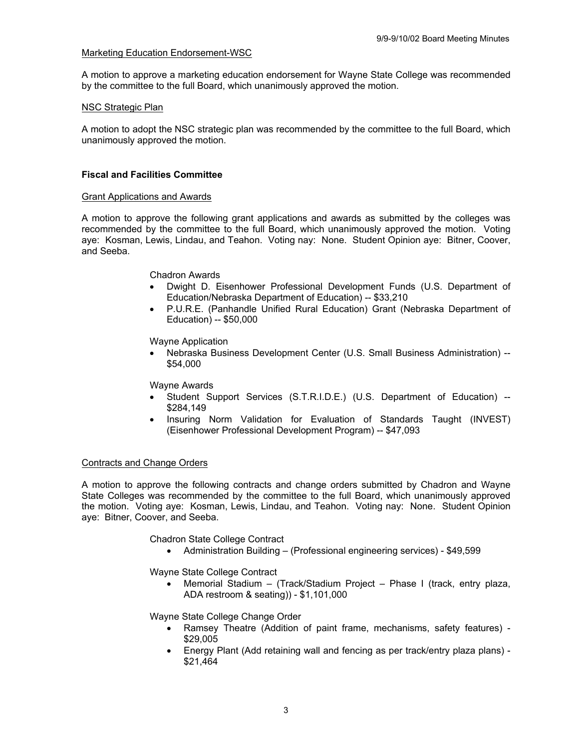Marketing Education Endorsement-WSC

A motion to approve a marketing education endorsement for Wayne State College was recommended by the committee to the full Board, which unanimously approved the motion.

NSC Strategic Plan

A motion to adopt the NSC strategic plan was recommended by the committee to the full Board, which unanimously approved the motion.

**Fiscal and Facilities Committee**

Grant Applications and Awards

A motion to approve the following grant applications and awards as submitted by the colleges was recommended by the committee to the full Board, which unanimously approved the motion. Voting aye: Kosman, Lewis, Lindau, and Teahon. Voting nay: None. Student Opinion aye: Bitner, Coover, and Seeba.

Chadron Awards

- Dwight D. Eisenhower Professional Development Funds (U.S. Department of Education/Nebraska Department of Education) -- $33,210
- P.U.R.E. (Panhandle Unified Rural Education) Grant (Nebraska Department of Education) -- $50,000

Wayne Application

- Nebraska Business Development Center (U.S. Small Business Administration) -- $54,000

Wayne Awards

- Student Support Services (S.T.R.I.D.E.) (U.S. Department of Education) -- $284,149
- Insuring Norm Validation for Evaluation of Standards Taught (INVEST) (Eisenhower Professional Development Program) -- $47,093

Contracts and Change Orders

A motion to approve the following contracts and change orders submitted by Chadron and Wayne State Colleges was recommended by the committee to the full Board, which unanimously approved the motion. Voting aye: Kosman, Lewis, Lindau, and Teahon. Voting nay: None. Student Opinion aye: Bitner, Coover, and Seeba.

Chadron State College Contract

- Administration Building – (Professional engineering services) - $49,599

Wayne State College Contract

- Memorial Stadium – (Track/Stadium Project – Phase I (track, entry plaza, ADA restroom & seating)) - $1,101,000

Wayne State College Change Order

- Ramsey Theatre (Addition of paint frame, mechanisms, safety features) - $29,005
- Energy Plant (Add retaining wall and fencing as per track/entry plaza plans) - $21,464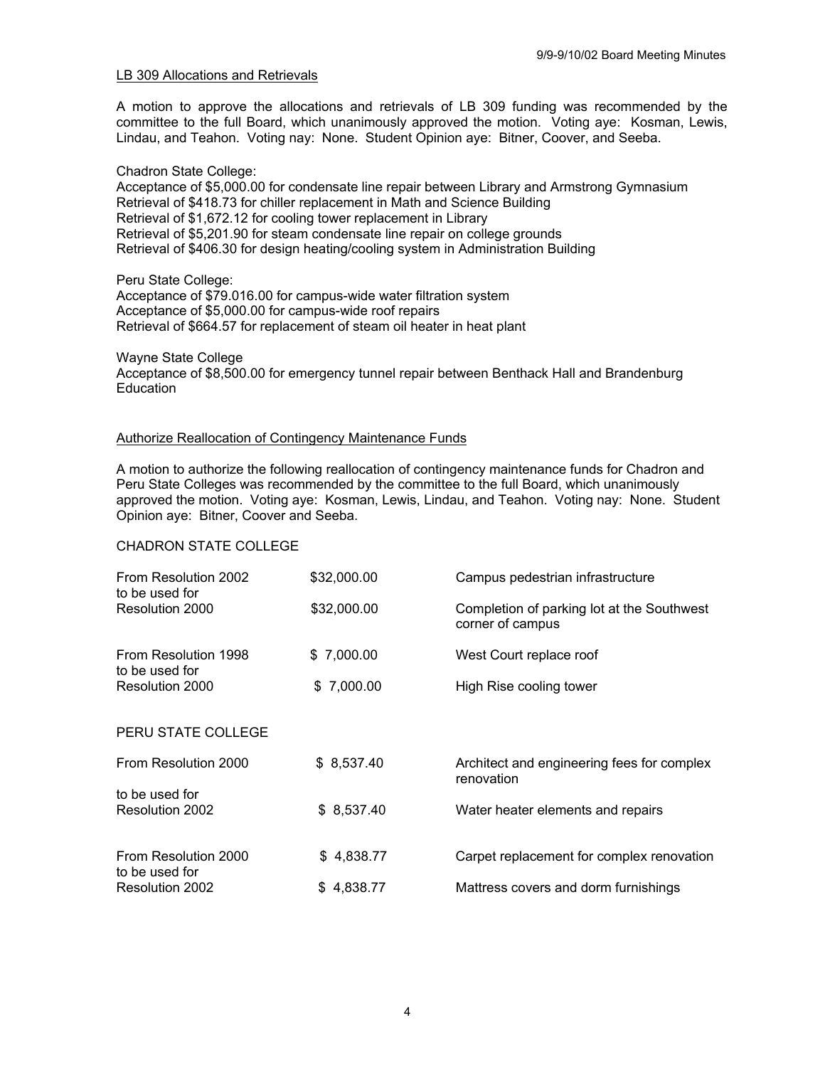LB 309 Allocations and Retrievals

A motion to approve the allocations and retrievals of LB 309 funding was recommended by the committee to the full Board, which unanimously approved the motion. Voting aye: Kosman, Lewis, Lindau, and Teahon. Voting nay: None. Student Opinion aye: Bitner, Coover, and Seeba.

Chadron State College:
Acceptance of $5,000.00 for condensate line repair between Library and Armstrong Gymnasium
Retrieval of $418.73 for chiller replacement in Math and Science Building
Retrieval of $1,672.12 for cooling tower replacement in Library
Retrieval of $5,201.90 for steam condensate line repair on college grounds
Retrieval of $406.30 for design heating/cooling system in Administration Building

Peru State College:
Acceptance of $79.016.00 for campus-wide water filtration system
Acceptance of $5,000.00 for campus-wide roof repairs
Retrieval of $664.57 for replacement of steam oil heater in heat plant

Wayne State College
Acceptance of $8,500.00 for emergency tunnel repair between Benthack Hall and Brandenburg Education

Authorize Reallocation of Contingency Maintenance Funds

A motion to authorize the following reallocation of contingency maintenance funds for Chadron and Peru State Colleges was recommended by the committee to the full Board, which unanimously approved the motion. Voting aye: Kosman, Lewis, Lindau, and Teahon. Voting nay: None. Student Opinion aye: Bitner, Coover and Seeba.

CHADRON STATE COLLEGE

| | | |
|---|---|---|
| From Resolution 2002 to be used for | $32,000.00 | Campus pedestrian infrastructure |
| Resolution 2000 | $32,000.00 | Completion of parking lot at the Southwest corner of campus |
| From Resolution 1998 to be used for | $ 7,000.00 | West Court replace roof |
| Resolution 2000 | $ 7,000.00 | High Rise cooling tower |

PERU STATE COLLEGE

| | | |
|---|---|---|
| From Resolution 2000 | $ 8,537.40 | Architect and engineering fees for complex renovation |
| to be used for Resolution 2002 | $ 8,537.40 | Water heater elements and repairs |
| From Resolution 2000 to be used for | $ 4,838.77 | Carpet replacement for complex renovation |
| Resolution 2002 | $ 4,838.77 | Mattress covers and dorm furnishings |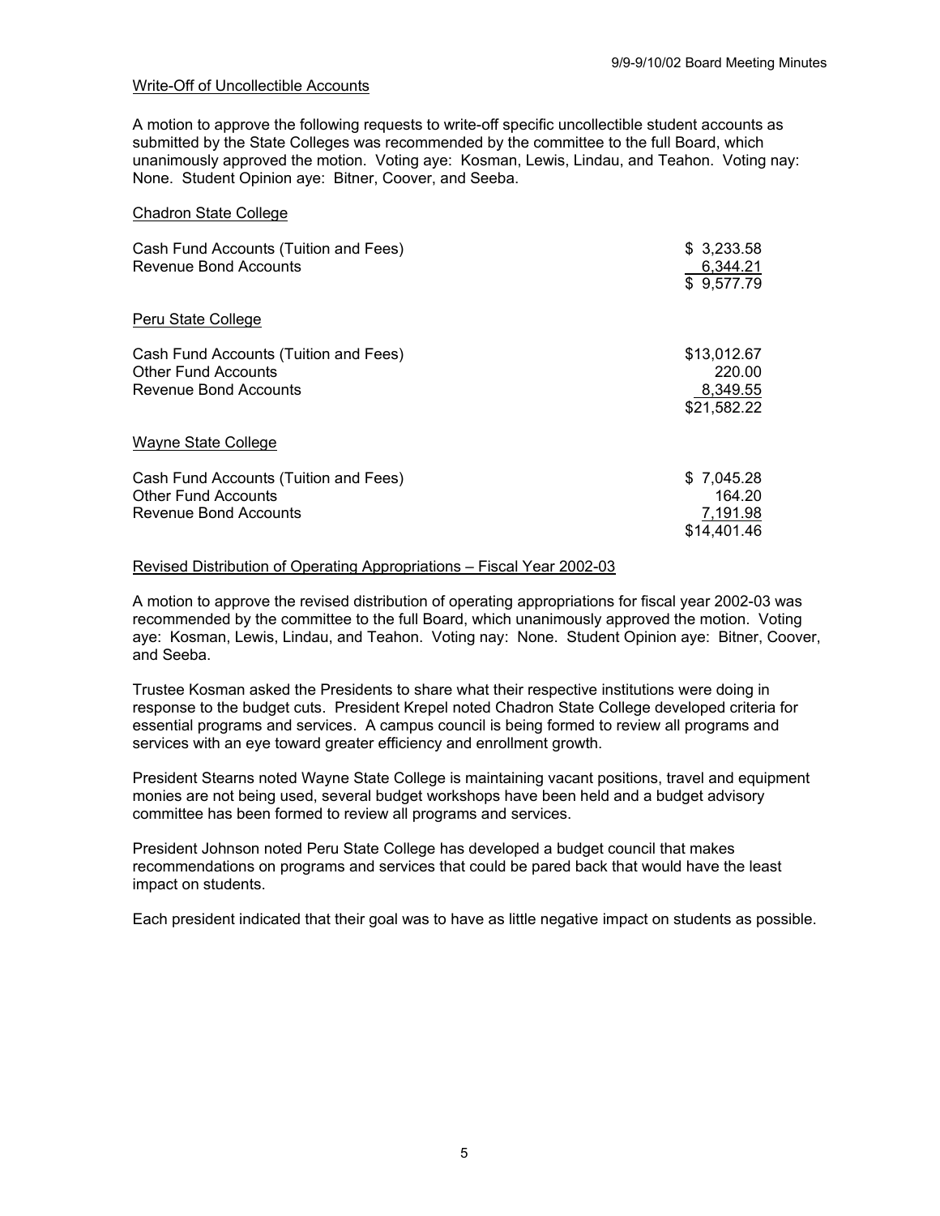Write-Off of Uncollectible Accounts

A motion to approve the following requests to write-off specific uncollectible student accounts as submitted by the State Colleges was recommended by the committee to the full Board, which unanimously approved the motion. Voting aye: Kosman, Lewis, Lindau, and Teahon. Voting nay: None. Student Opinion aye: Bitner, Coover, and Seeba.

Chadron State College

| | |
|---|---|
| Cash Fund Accounts (Tuition and Fees) | $ 3,233.58 |
| Revenue Bond Accounts | 6,344.21 |
| | $ 9,577.79 |

Peru State College

| | |
|---|---|
| Cash Fund Accounts (Tuition and Fees) | $13,012.67 |
| Other Fund Accounts | 220.00 |
| Revenue Bond Accounts | 8,349.55 |
| | $21,582.22 |

Wayne State College

| | |
|---|---|
| Cash Fund Accounts (Tuition and Fees) | $ 7,045.28 |
| Other Fund Accounts | 164.20 |
| Revenue Bond Accounts | 7,191.98 |
| | $14,401.46 |

Revised Distribution of Operating Appropriations – Fiscal Year 2002-03

A motion to approve the revised distribution of operating appropriations for fiscal year 2002-03 was recommended by the committee to the full Board, which unanimously approved the motion. Voting aye: Kosman, Lewis, Lindau, and Teahon. Voting nay: None. Student Opinion aye: Bitner, Coover, and Seeba.

Trustee Kosman asked the Presidents to share what their respective institutions were doing in response to the budget cuts. President Krepel noted Chadron State College developed criteria for essential programs and services. A campus council is being formed to review all programs and services with an eye toward greater efficiency and enrollment growth.

President Stearns noted Wayne State College is maintaining vacant positions, travel and equipment monies are not being used, several budget workshops have been held and a budget advisory committee has been formed to review all programs and services.

President Johnson noted Peru State College has developed a budget council that makes recommendations on programs and services that could be pared back that would have the least impact on students.

Each president indicated that their goal was to have as little negative impact on students as possible.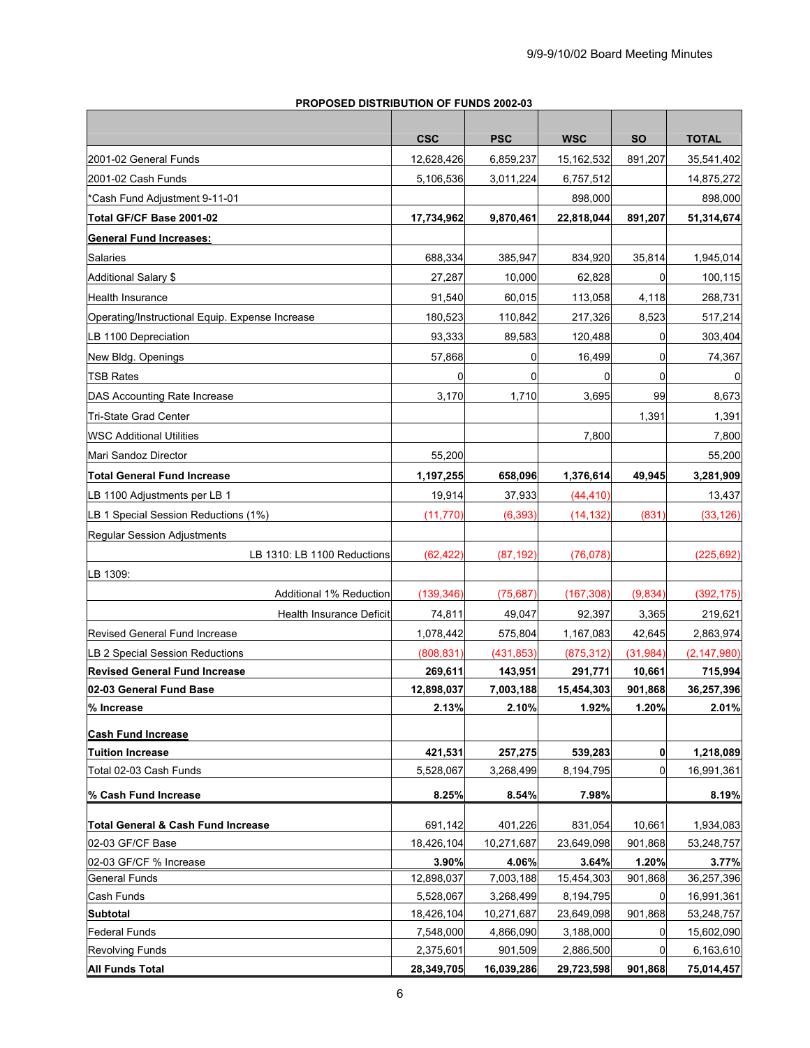**PROPOSED DISTRIBUTION OF FUNDS 2002-03**

| | CSC | PSC | WSC | SO | TOTAL |
|---|---|---|---|---|---|
| 2001-02 General Funds | 12,628,426 | 6,859,237 | 15,162,532 | 891,207 | 35,541,402 |
| 2001-02 Cash Funds | 5,106,536 | 3,011,224 | 6,757,512 | | 14,875,272 |
| *Cash Fund Adjustment 9-11-01 | | | 898,000 | | 898,000 |
| **Total GF/CF Base 2001-02** | **17,734,962** | **9,870,461** | **22,818,044** | **891,207** | **51,314,674** |
| **General Fund Increases:** | | | | | |
| Salaries | 688,334 | 385,947 | 834,920 | 35,814 | 1,945,014 |
| Additional Salary $ | 27,287 | 10,000 | 62,828 | 0 | 100,115 |
| Health Insurance | 91,540 | 60,015 | 113,058 | 4,118 | 268,731 |
| Operating/Instructional Equip. Expense Increase | 180,523 | 110,842 | 217,326 | 8,523 | 517,214 |
| LB 1100 Depreciation | 93,333 | 89,583 | 120,488 | 0 | 303,404 |
| New Bldg. Openings | 57,868 | 0 | 16,499 | 0 | 74,367 |
| TSB Rates | 0 | 0 | 0 | 0 | 0 |
| DAS Accounting Rate Increase | 3,170 | 1,710 | 3,695 | 99 | 8,673 |
| Tri-State Grad Center | | | | 1,391 | 1,391 |
| WSC Additional Utilities | | | 7,800 | | 7,800 |
| Mari Sandoz Director | 55,200 | | | | 55,200 |
| **Total General Fund Increase** | **1,197,255** | **658,096** | **1,376,614** | **49,945** | **3,281,909** |
| LB 1100 Adjustments per LB 1 | 19,914 | 37,933 | (44,410) | | 13,437 |
| LB 1 Special Session Reductions (1%) | (11,770) | (6,393) | (14,132) | (831) | (33,126) |
| Regular Session Adjustments | | | | | |
| LB 1310: LB 1100 Reductions | (62,422) | (87,192) | (76,078) | | (225,692) |
| LB 1309: | | | | | |
| Additional 1% Reduction | (139,346) | (75,687) | (167,308) | (9,834) | (392,175) |
| Health Insurance Deficit | 74,811 | 49,047 | 92,397 | 3,365 | 219,621 |
| Revised General Fund Increase | 1,078,442 | 575,804 | 1,167,083 | 42,645 | 2,863,974 |
| LB 2 Special Session Reductions | (808,831) | (431,853) | (875,312) | (31,984) | (2,147,980) |
| **Revised General Fund Increase** | **269,611** | **143,951** | **291,771** | **10,661** | **715,994** |
| **02-03 General Fund Base** | **12,898,037** | **7,003,188** | **15,454,303** | **901,868** | **36,257,396** |
| **% Increase** | **2.13%** | **2.10%** | **1.92%** | **1.20%** | **2.01%** |
| **Cash Fund Increase** | | | | | |
| **Tuition Increase** | **421,531** | **257,275** | **539,283** | **0** | **1,218,089** |
| Total 02-03 Cash Funds | 5,528,067 | 3,268,499 | 8,194,795 | 0 | 16,991,361 |
| **% Cash Fund Increase** | **8.25%** | **8.54%** | **7.98%** | | **8.19%** |
| **Total General & Cash Fund Increase** | 691,142 | 401,226 | 831,054 | 10,661 | 1,934,083 |
| 02-03 GF/CF Base | 18,426,104 | 10,271,687 | 23,649,098 | 901,868 | 53,248,757 |
| 02-03 GF/CF % Increase | **3.90%** | **4.06%** | **3.64%** | **1.20%** | **3.77%** |
| General Funds | 12,898,037 | 7,003,188 | 15,454,303 | 901,868 | 36,257,396 |
| Cash Funds | 5,528,067 | 3,268,499 | 8,194,795 | 0 | 16,991,361 |
| **Subtotal** | 18,426,104 | 10,271,687 | 23,649,098 | 901,868 | 53,248,757 |
| Federal Funds | 7,548,000 | 4,866,090 | 3,188,000 | 0 | 15,602,090 |
| Revolving Funds | 2,375,601 | 901,509 | 2,886,500 | 0 | 6,163,610 |
| **All Funds Total** | **28,349,705** | **16,039,286** | **29,723,598** | **901,868** | **75,014,457** |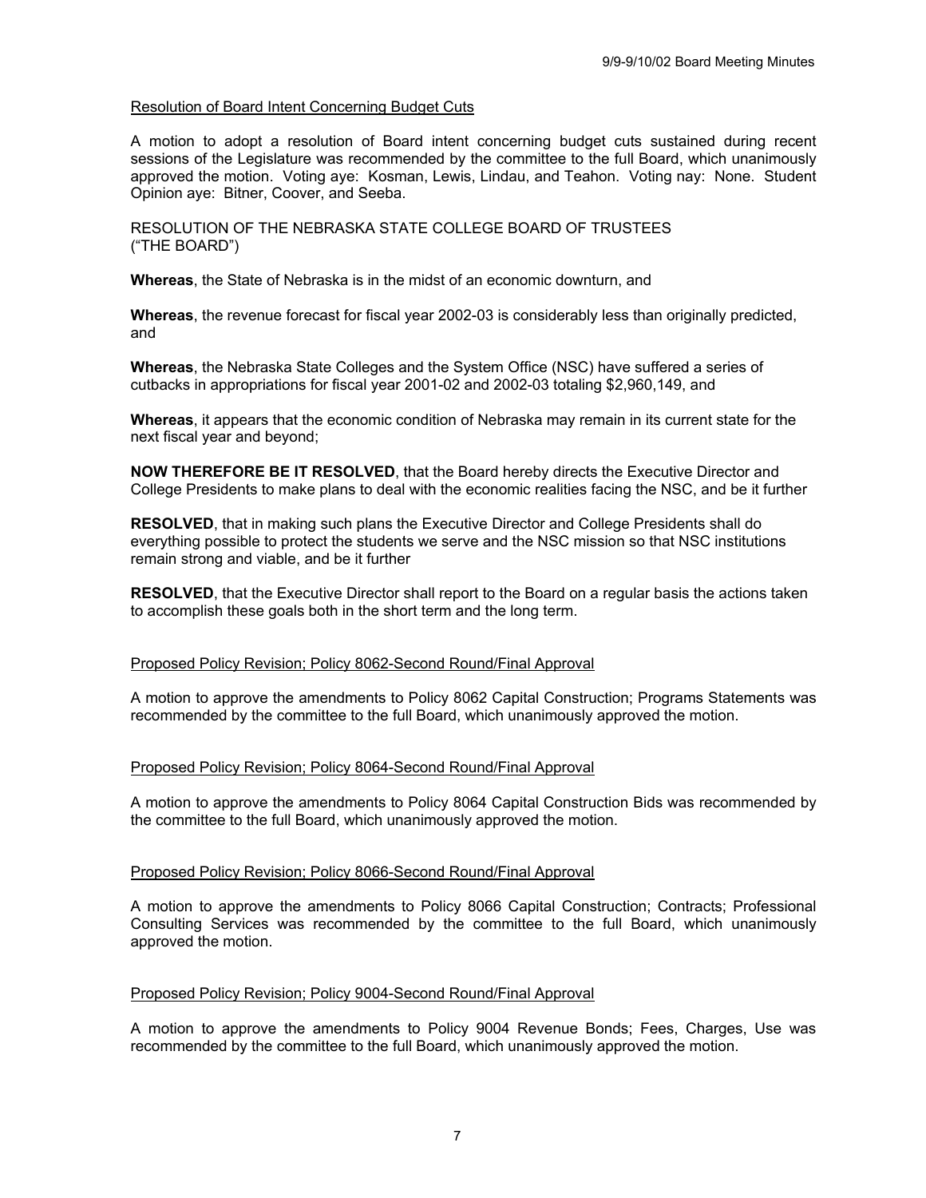Resolution of Board Intent Concerning Budget Cuts

A motion to adopt a resolution of Board intent concerning budget cuts sustained during recent sessions of the Legislature was recommended by the committee to the full Board, which unanimously approved the motion. Voting aye: Kosman, Lewis, Lindau, and Teahon. Voting nay: None. Student Opinion aye: Bitner, Coover, and Seeba.

RESOLUTION OF THE NEBRASKA STATE COLLEGE BOARD OF TRUSTEES ("THE BOARD")

**Whereas**, the State of Nebraska is in the midst of an economic downturn, and

**Whereas**, the revenue forecast for fiscal year 2002-03 is considerably less than originally predicted, and

**Whereas**, the Nebraska State Colleges and the System Office (NSC) have suffered a series of cutbacks in appropriations for fiscal year 2001-02 and 2002-03 totaling $2,960,149, and

**Whereas**, it appears that the economic condition of Nebraska may remain in its current state for the next fiscal year and beyond;

**NOW THEREFORE BE IT RESOLVED**, that the Board hereby directs the Executive Director and College Presidents to make plans to deal with the economic realities facing the NSC, and be it further

**RESOLVED**, that in making such plans the Executive Director and College Presidents shall do everything possible to protect the students we serve and the NSC mission so that NSC institutions remain strong and viable, and be it further

**RESOLVED**, that the Executive Director shall report to the Board on a regular basis the actions taken to accomplish these goals both in the short term and the long term.

Proposed Policy Revision; Policy 8062-Second Round/Final Approval

A motion to approve the amendments to Policy 8062 Capital Construction; Programs Statements was recommended by the committee to the full Board, which unanimously approved the motion.

Proposed Policy Revision; Policy 8064-Second Round/Final Approval

A motion to approve the amendments to Policy 8064 Capital Construction Bids was recommended by the committee to the full Board, which unanimously approved the motion.

Proposed Policy Revision; Policy 8066-Second Round/Final Approval

A motion to approve the amendments to Policy 8066 Capital Construction; Contracts; Professional Consulting Services was recommended by the committee to the full Board, which unanimously approved the motion.

Proposed Policy Revision; Policy 9004-Second Round/Final Approval

A motion to approve the amendments to Policy 9004 Revenue Bonds; Fees, Charges, Use was recommended by the committee to the full Board, which unanimously approved the motion.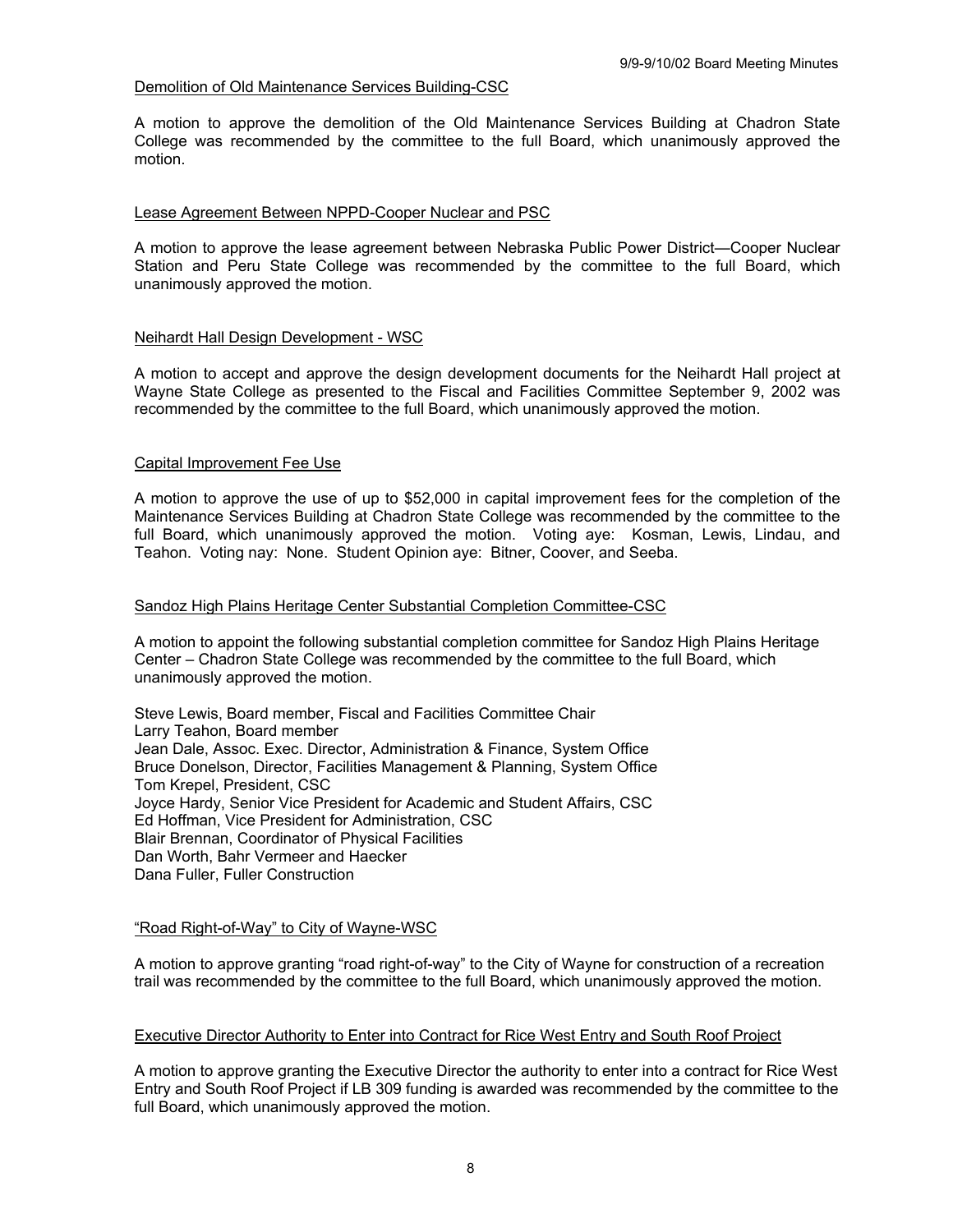Demolition of Old Maintenance Services Building-CSC

A motion to approve the demolition of the Old Maintenance Services Building at Chadron State College was recommended by the committee to the full Board, which unanimously approved the motion.

Lease Agreement Between NPPD-Cooper Nuclear and PSC

A motion to approve the lease agreement between Nebraska Public Power District—Cooper Nuclear Station and Peru State College was recommended by the committee to the full Board, which unanimously approved the motion.

Neihardt Hall Design Development - WSC

A motion to accept and approve the design development documents for the Neihardt Hall project at Wayne State College as presented to the Fiscal and Facilities Committee September 9, 2002 was recommended by the committee to the full Board, which unanimously approved the motion.

Capital Improvement Fee Use

A motion to approve the use of up to $52,000 in capital improvement fees for the completion of the Maintenance Services Building at Chadron State College was recommended by the committee to the full Board, which unanimously approved the motion. Voting aye: Kosman, Lewis, Lindau, and Teahon. Voting nay: None. Student Opinion aye: Bitner, Coover, and Seeba.

Sandoz High Plains Heritage Center Substantial Completion Committee-CSC

A motion to appoint the following substantial completion committee for Sandoz High Plains Heritage Center – Chadron State College was recommended by the committee to the full Board, which unanimously approved the motion.

Steve Lewis, Board member, Fiscal and Facilities Committee Chair
Larry Teahon, Board member
Jean Dale, Assoc. Exec. Director, Administration & Finance, System Office
Bruce Donelson, Director, Facilities Management & Planning, System Office
Tom Krepel, President, CSC
Joyce Hardy, Senior Vice President for Academic and Student Affairs, CSC
Ed Hoffman, Vice President for Administration, CSC
Blair Brennan, Coordinator of Physical Facilities
Dan Worth, Bahr Vermeer and Haecker
Dana Fuller, Fuller Construction

"Road Right-of-Way" to City of Wayne-WSC

A motion to approve granting "road right-of-way" to the City of Wayne for construction of a recreation trail was recommended by the committee to the full Board, which unanimously approved the motion.

Executive Director Authority to Enter into Contract for Rice West Entry and South Roof Project

A motion to approve granting the Executive Director the authority to enter into a contract for Rice West Entry and South Roof Project if LB 309 funding is awarded was recommended by the committee to the full Board, which unanimously approved the motion.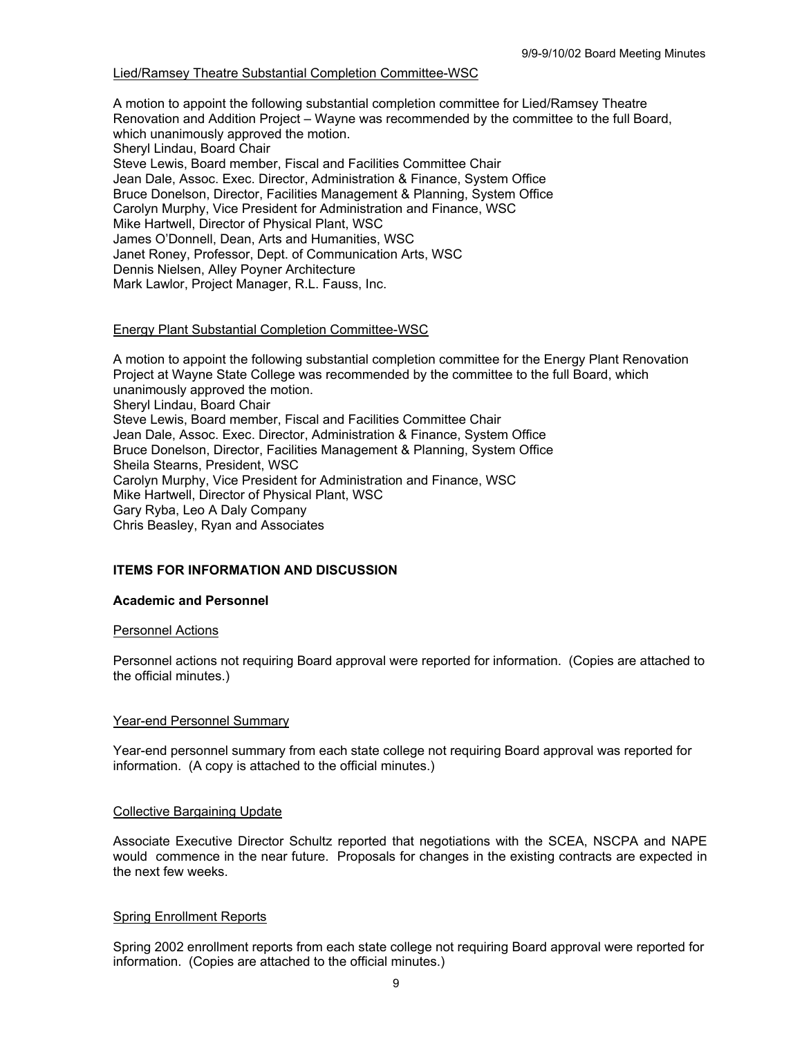Lied/Ramsey Theatre Substantial Completion Committee-WSC

A motion to appoint the following substantial completion committee for Lied/Ramsey Theatre Renovation and Addition Project – Wayne was recommended by the committee to the full Board, which unanimously approved the motion.
Sheryl Lindau, Board Chair
Steve Lewis, Board member, Fiscal and Facilities Committee Chair
Jean Dale, Assoc. Exec. Director, Administration & Finance, System Office
Bruce Donelson, Director, Facilities Management & Planning, System Office
Carolyn Murphy, Vice President for Administration and Finance, WSC
Mike Hartwell, Director of Physical Plant, WSC
James O'Donnell, Dean, Arts and Humanities, WSC
Janet Roney, Professor, Dept. of Communication Arts, WSC
Dennis Nielsen, Alley Poyner Architecture
Mark Lawlor, Project Manager, R.L. Fauss, Inc.

Energy Plant Substantial Completion Committee-WSC

A motion to appoint the following substantial completion committee for the Energy Plant Renovation Project at Wayne State College was recommended by the committee to the full Board, which unanimously approved the motion.
Sheryl Lindau, Board Chair
Steve Lewis, Board member, Fiscal and Facilities Committee Chair
Jean Dale, Assoc. Exec. Director, Administration & Finance, System Office
Bruce Donelson, Director, Facilities Management & Planning, System Office
Sheila Stearns, President, WSC
Carolyn Murphy, Vice President for Administration and Finance, WSC
Mike Hartwell, Director of Physical Plant, WSC
Gary Ryba, Leo A Daly Company
Chris Beasley, Ryan and Associates

## ITEMS FOR INFORMATION AND DISCUSSION

### Academic and Personnel

Personnel Actions

Personnel actions not requiring Board approval were reported for information. (Copies are attached to the official minutes.)

Year-end Personnel Summary

Year-end personnel summary from each state college not requiring Board approval was reported for information. (A copy is attached to the official minutes.)

Collective Bargaining Update

Associate Executive Director Schultz reported that negotiations with the SCEA, NSCPA and NAPE would commence in the near future. Proposals for changes in the existing contracts are expected in the next few weeks.

Spring Enrollment Reports

Spring 2002 enrollment reports from each state college not requiring Board approval were reported for information. (Copies are attached to the official minutes.)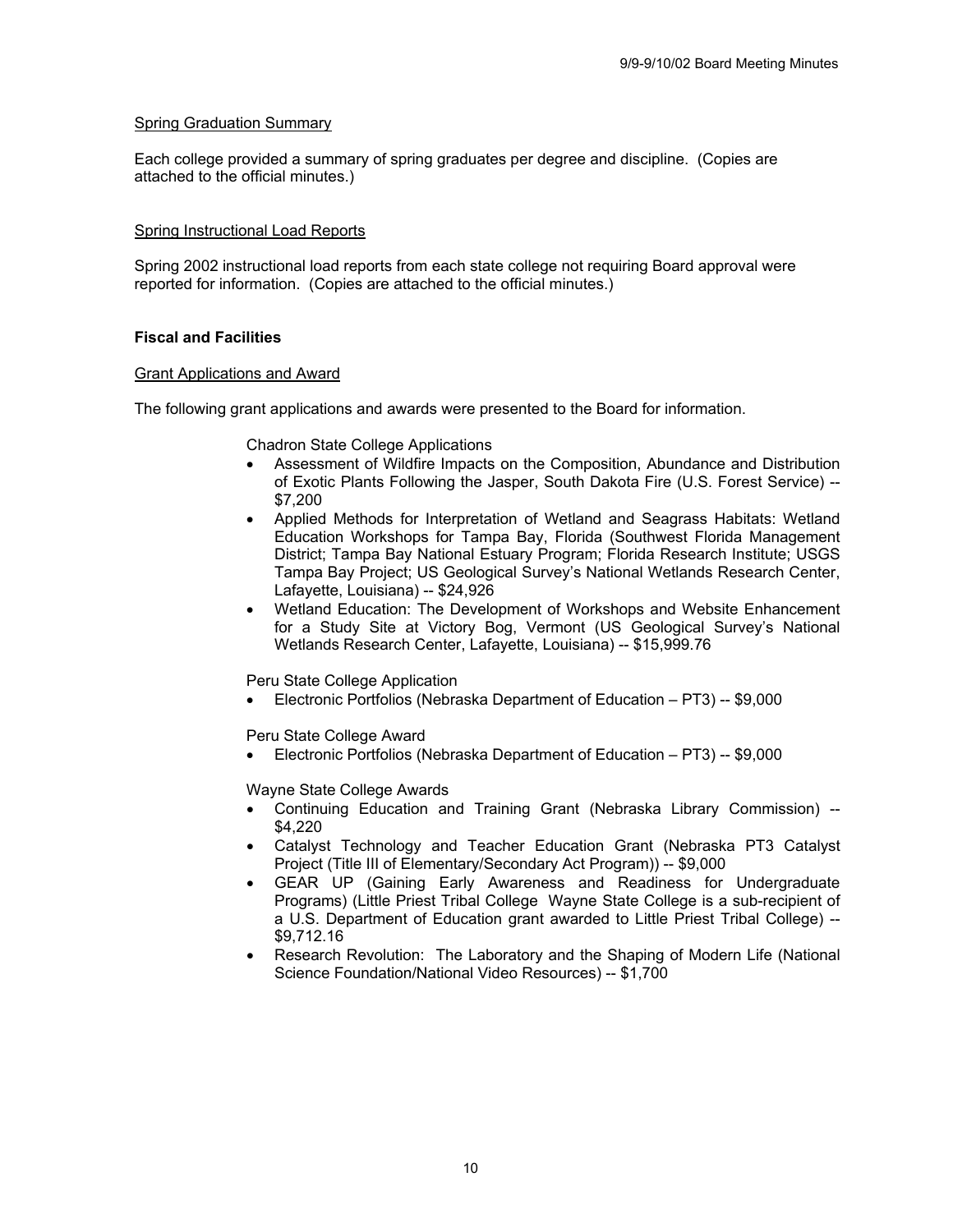#### Spring Graduation Summary

Each college provided a summary of spring graduates per degree and discipline. (Copies are attached to the official minutes.)

#### Spring Instructional Load Reports

Spring 2002 instructional load reports from each state college not requiring Board approval were reported for information. (Copies are attached to the official minutes.)

### Fiscal and Facilities

#### Grant Applications and Award

The following grant applications and awards were presented to the Board for information.

Chadron State College Applications

- Assessment of Wildfire Impacts on the Composition, Abundance and Distribution of Exotic Plants Following the Jasper, South Dakota Fire (U.S. Forest Service) -- $7,200
- Applied Methods for Interpretation of Wetland and Seagrass Habitats: Wetland Education Workshops for Tampa Bay, Florida (Southwest Florida Management District; Tampa Bay National Estuary Program; Florida Research Institute; USGS Tampa Bay Project; US Geological Survey's National Wetlands Research Center, Lafayette, Louisiana) -- $24,926
- Wetland Education: The Development of Workshops and Website Enhancement for a Study Site at Victory Bog, Vermont (US Geological Survey's National Wetlands Research Center, Lafayette, Louisiana) -- $15,999.76

Peru State College Application

- Electronic Portfolios (Nebraska Department of Education – PT3) -- $9,000

Peru State College Award

- Electronic Portfolios (Nebraska Department of Education – PT3) -- $9,000

Wayne State College Awards

- Continuing Education and Training Grant (Nebraska Library Commission) -- $4,220
- Catalyst Technology and Teacher Education Grant (Nebraska PT3 Catalyst Project (Title III of Elementary/Secondary Act Program)) -- $9,000
- GEAR UP (Gaining Early Awareness and Readiness for Undergraduate Programs) (Little Priest Tribal College Wayne State College is a sub-recipient of a U.S. Department of Education grant awarded to Little Priest Tribal College) -- $9,712.16
- Research Revolution: The Laboratory and the Shaping of Modern Life (National Science Foundation/National Video Resources) -- $1,700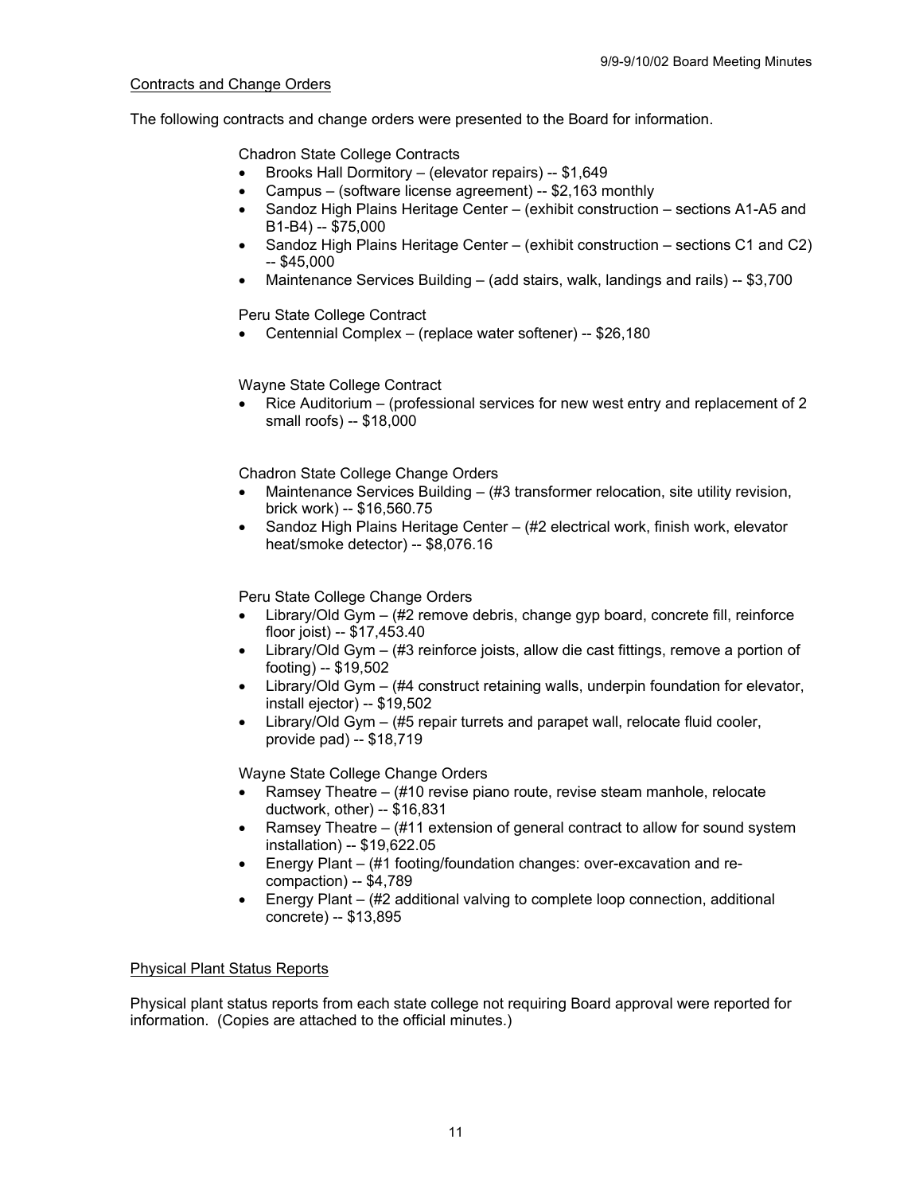## Contracts and Change Orders

The following contracts and change orders were presented to the Board for information.

Chadron State College Contracts

- Brooks Hall Dormitory – (elevator repairs) -- $1,649
- Campus – (software license agreement) -- $2,163 monthly
- Sandoz High Plains Heritage Center – (exhibit construction – sections A1-A5 and B1-B4) -- $75,000
- Sandoz High Plains Heritage Center – (exhibit construction – sections C1 and C2) -- $45,000
- Maintenance Services Building – (add stairs, walk, landings and rails) -- $3,700

Peru State College Contract

- Centennial Complex – (replace water softener) -- $26,180

Wayne State College Contract

- Rice Auditorium – (professional services for new west entry and replacement of 2 small roofs) -- $18,000

Chadron State College Change Orders

- Maintenance Services Building – (#3 transformer relocation, site utility revision, brick work) -- $16,560.75
- Sandoz High Plains Heritage Center – (#2 electrical work, finish work, elevator heat/smoke detector) -- $8,076.16

Peru State College Change Orders

- Library/Old Gym – (#2 remove debris, change gyp board, concrete fill, reinforce floor joist) -- $17,453.40
- Library/Old Gym – (#3 reinforce joists, allow die cast fittings, remove a portion of footing) -- $19,502
- Library/Old Gym – (#4 construct retaining walls, underpin foundation for elevator, install ejector) -- $19,502
- Library/Old Gym – (#5 repair turrets and parapet wall, relocate fluid cooler, provide pad) -- $18,719

Wayne State College Change Orders

- Ramsey Theatre – (#10 revise piano route, revise steam manhole, relocate ductwork, other) -- $16,831
- Ramsey Theatre – (#11 extension of general contract to allow for sound system installation) -- $19,622.05
- Energy Plant – (#1 footing/foundation changes: over-excavation and re-compaction) -- $4,789
- Energy Plant – (#2 additional valving to complete loop connection, additional concrete) -- $13,895

## Physical Plant Status Reports

Physical plant status reports from each state college not requiring Board approval were reported for information. (Copies are attached to the official minutes.)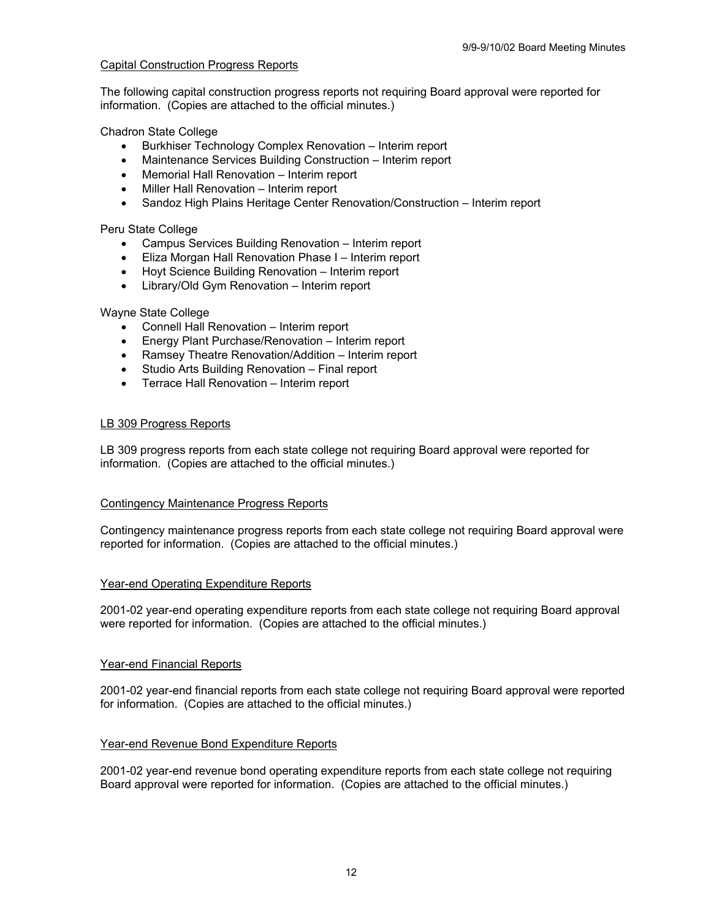## Capital Construction Progress Reports

The following capital construction progress reports not requiring Board approval were reported for information. (Copies are attached to the official minutes.)

Chadron State College

- Burkhiser Technology Complex Renovation – Interim report
- Maintenance Services Building Construction – Interim report
- Memorial Hall Renovation – Interim report
- Miller Hall Renovation – Interim report
- Sandoz High Plains Heritage Center Renovation/Construction – Interim report

Peru State College

- Campus Services Building Renovation – Interim report
- Eliza Morgan Hall Renovation Phase I – Interim report
- Hoyt Science Building Renovation – Interim report
- Library/Old Gym Renovation – Interim report

Wayne State College

- Connell Hall Renovation – Interim report
- Energy Plant Purchase/Renovation – Interim report
- Ramsey Theatre Renovation/Addition – Interim report
- Studio Arts Building Renovation – Final report
- Terrace Hall Renovation – Interim report

## LB 309 Progress Reports

LB 309 progress reports from each state college not requiring Board approval were reported for information. (Copies are attached to the official minutes.)

## Contingency Maintenance Progress Reports

Contingency maintenance progress reports from each state college not requiring Board approval were reported for information. (Copies are attached to the official minutes.)

## Year-end Operating Expenditure Reports

2001-02 year-end operating expenditure reports from each state college not requiring Board approval were reported for information. (Copies are attached to the official minutes.)

## Year-end Financial Reports

2001-02 year-end financial reports from each state college not requiring Board approval were reported for information. (Copies are attached to the official minutes.)

## Year-end Revenue Bond Expenditure Reports

2001-02 year-end revenue bond operating expenditure reports from each state college not requiring Board approval were reported for information. (Copies are attached to the official minutes.)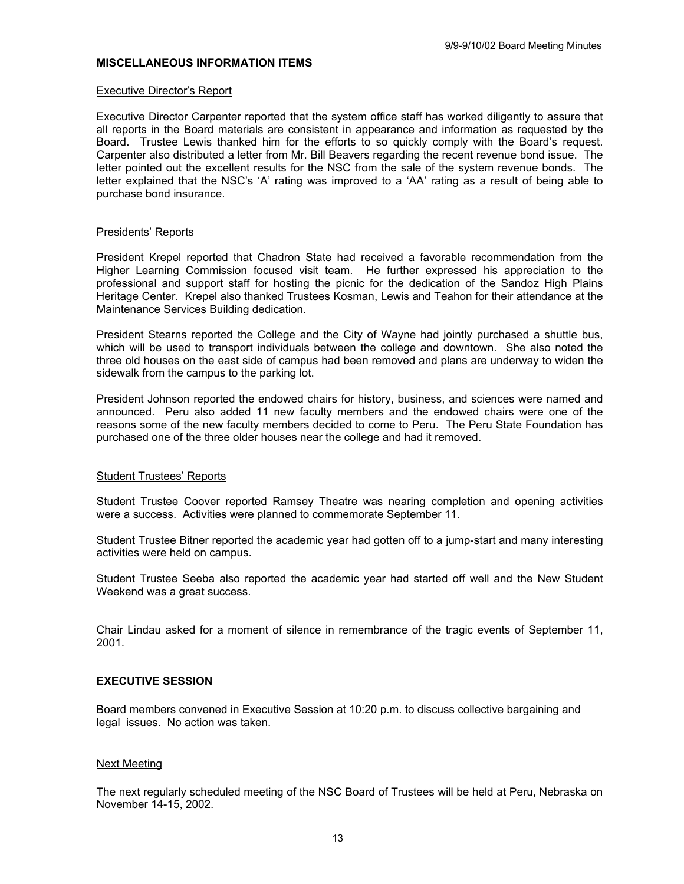## MISCELLANEOUS INFORMATION ITEMS

### Executive Director's Report

Executive Director Carpenter reported that the system office staff has worked diligently to assure that all reports in the Board materials are consistent in appearance and information as requested by the Board. Trustee Lewis thanked him for the efforts to so quickly comply with the Board's request. Carpenter also distributed a letter from Mr. Bill Beavers regarding the recent revenue bond issue. The letter pointed out the excellent results for the NSC from the sale of the system revenue bonds. The letter explained that the NSC's 'A' rating was improved to a 'AA' rating as a result of being able to purchase bond insurance.

### Presidents' Reports

President Krepel reported that Chadron State had received a favorable recommendation from the Higher Learning Commission focused visit team. He further expressed his appreciation to the professional and support staff for hosting the picnic for the dedication of the Sandoz High Plains Heritage Center. Krepel also thanked Trustees Kosman, Lewis and Teahon for their attendance at the Maintenance Services Building dedication.

President Stearns reported the College and the City of Wayne had jointly purchased a shuttle bus, which will be used to transport individuals between the college and downtown. She also noted the three old houses on the east side of campus had been removed and plans are underway to widen the sidewalk from the campus to the parking lot.

President Johnson reported the endowed chairs for history, business, and sciences were named and announced. Peru also added 11 new faculty members and the endowed chairs were one of the reasons some of the new faculty members decided to come to Peru. The Peru State Foundation has purchased one of the three older houses near the college and had it removed.

### Student Trustees' Reports

Student Trustee Coover reported Ramsey Theatre was nearing completion and opening activities were a success. Activities were planned to commemorate September 11.

Student Trustee Bitner reported the academic year had gotten off to a jump-start and many interesting activities were held on campus.

Student Trustee Seeba also reported the academic year had started off well and the New Student Weekend was a great success.

Chair Lindau asked for a moment of silence in remembrance of the tragic events of September 11, 2001.

## EXECUTIVE SESSION

Board members convened in Executive Session at 10:20 p.m. to discuss collective bargaining and legal issues. No action was taken.

### Next Meeting

The next regularly scheduled meeting of the NSC Board of Trustees will be held at Peru, Nebraska on November 14-15, 2002.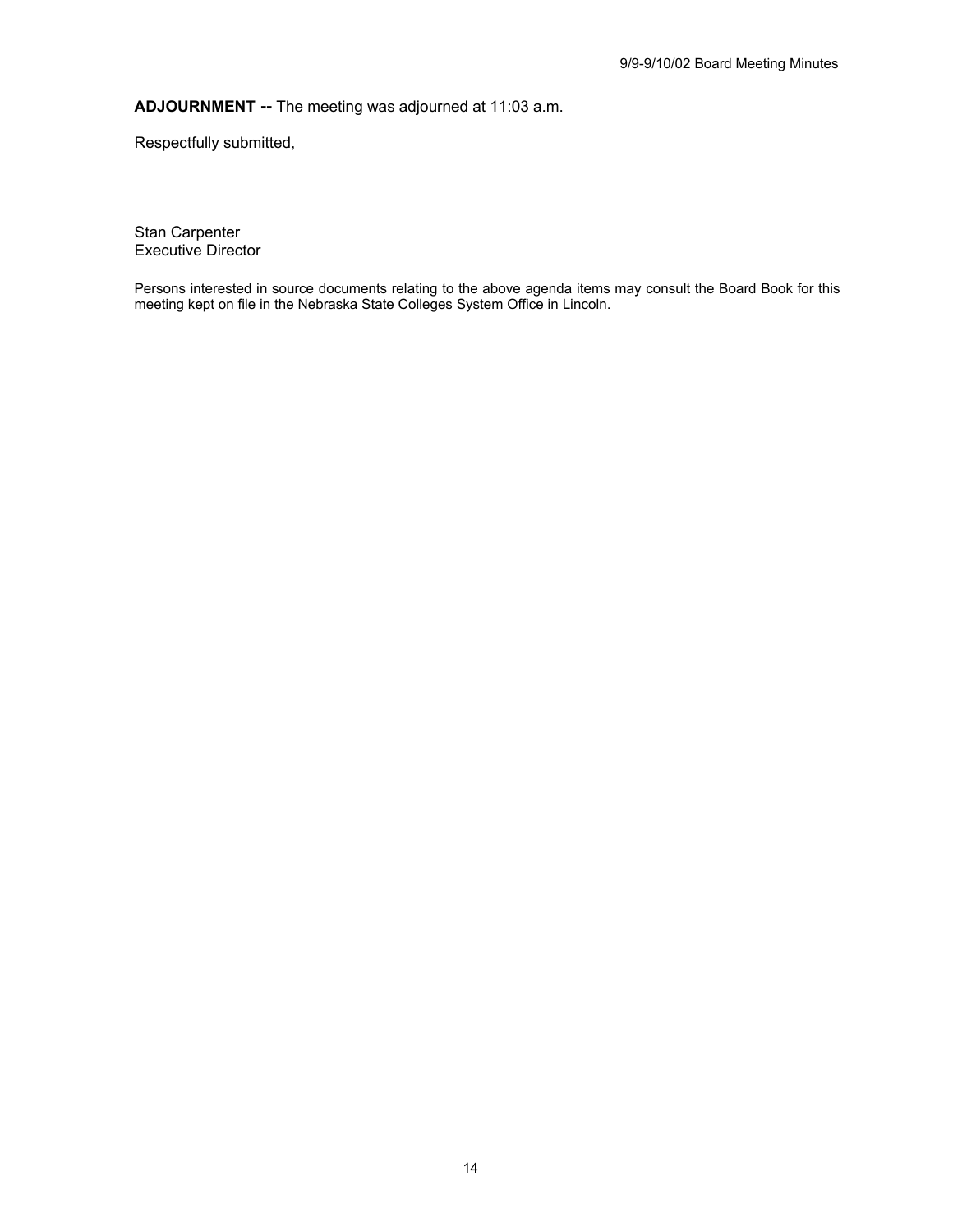**ADJOURNMENT --** The meeting was adjourned at 11:03 a.m.

Respectfully submitted,

Stan Carpenter
Executive Director

Persons interested in source documents relating to the above agenda items may consult the Board Book for this meeting kept on file in the Nebraska State Colleges System Office in Lincoln.